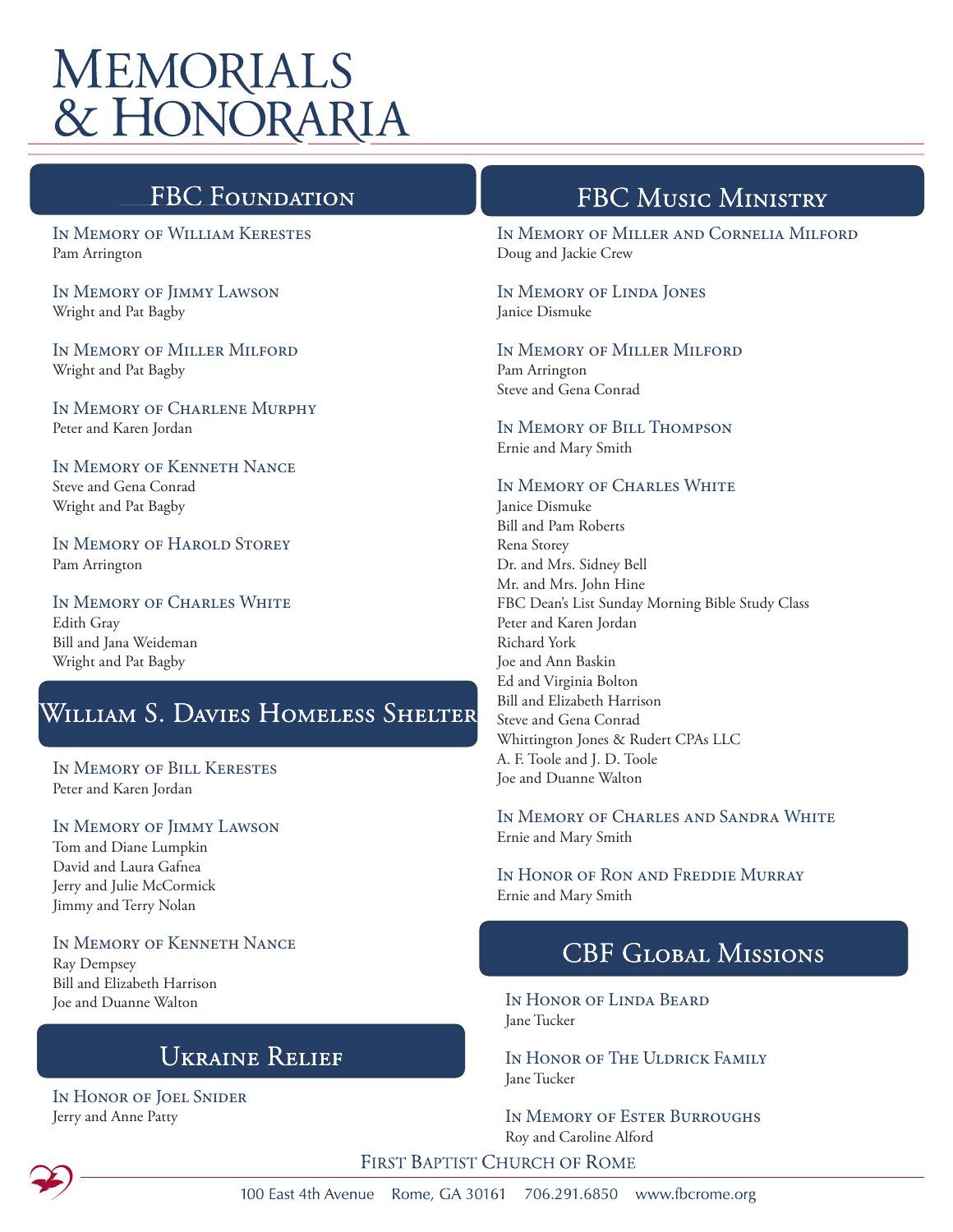# Memorials & Honoraria

## FBC Foundation

**In Memory of William Kerestes**
Pam Arrington

**In Memory of Jimmy Lawson**
Wright and Pat Bagby

**In Memory of Miller Milford**
Wright and Pat Bagby

**In Memory of Charlene Murphy**
Peter and Karen Jordan

**In Memory of Kenneth Nance**
Steve and Gena Conrad
Wright and Pat Bagby

**In Memory of Harold Storey**
Pam Arrington

**In Memory of Charles White**
Edith Gray
Bill and Jana Weideman
Wright and Pat Bagby

## William S. Davies Homeless Shelter

**In Memory of Bill Kerestes**
Peter and Karen Jordan

**In Memory of Jimmy Lawson**
Tom and Diane Lumpkin
David and Laura Gafnea
Jerry and Julie McCormick
Jimmy and Terry Nolan

**In Memory of Kenneth Nance**
Ray Dempsey
Bill and Elizabeth Harrison
Joe and Duanne Walton

## Ukraine Relief

**In Honor of Joel Snider**
Jerry and Anne Patty

## FBC Music Ministry

**In Memory of Miller and Cornelia Milford**
Doug and Jackie Crew

**In Memory of Linda Jones**
Janice Dismuke

**In Memory of Miller Milford**
Pam Arrington
Steve and Gena Conrad

**In Memory of Bill Thompson**
Ernie and Mary Smith

**In Memory of Charles White**
Janice Dismuke
Bill and Pam Roberts
Rena Storey
Dr. and Mrs. Sidney Bell
Mr. and Mrs. John Hine
FBC Dean's List Sunday Morning Bible Study Class
Peter and Karen Jordan
Richard York
Joe and Ann Baskin
Ed and Virginia Bolton
Bill and Elizabeth Harrison
Steve and Gena Conrad
Whittington Jones & Rudert CPAs LLC
A. F. Toole and J. D. Toole
Joe and Duanne Walton

**In Memory of Charles and Sandra White**
Ernie and Mary Smith

**In Honor of Ron and Freddie Murray**
Ernie and Mary Smith

## CBF Global Missions

**In Honor of Linda Beard**
Jane Tucker

**In Honor of The Uldrick Family**
Jane Tucker

**In Memory of Ester Burroughs**
Roy and Caroline Alford

First Baptist Church of Rome
100 East 4th Avenue Rome, GA 30161 706.291.6850 www.fbcrome.org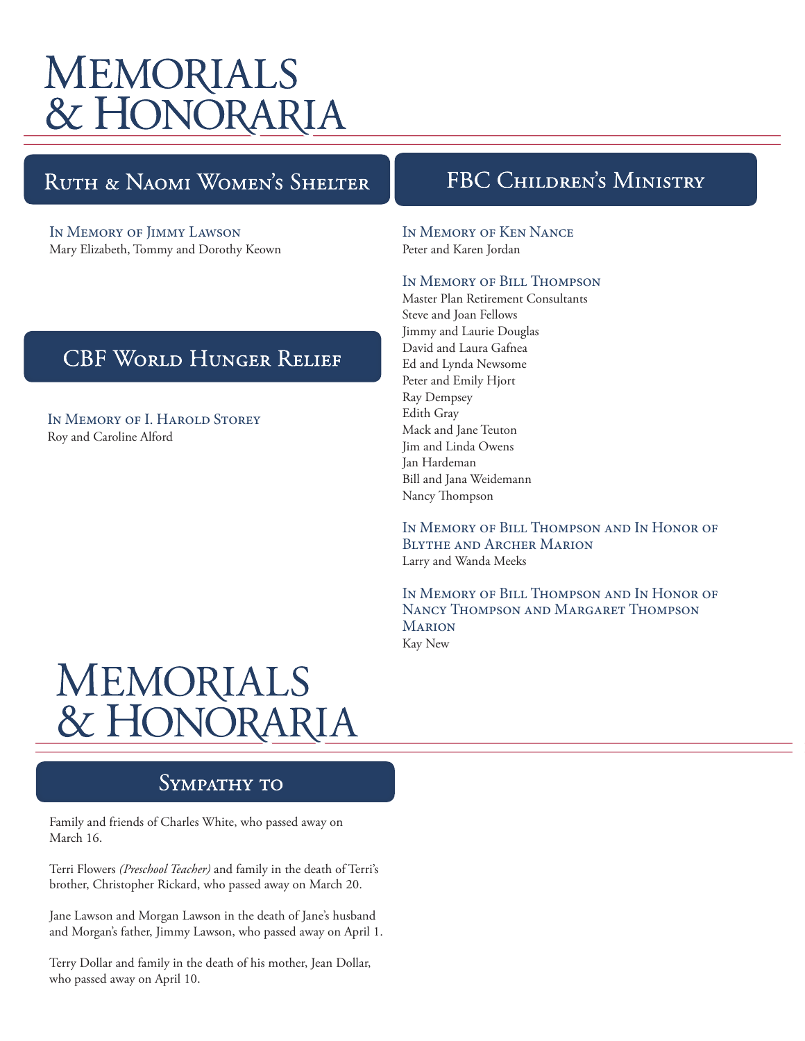# Memorials & Honoraria

## Ruth & Naomi Women's Shelter

### In Memory of Jimmy Lawson

Mary Elizabeth, Tommy and Dorothy Keown

## CBF World Hunger Relief

### In Memory of I. Harold Storey

Roy and Caroline Alford

## FBC Children's Ministry

### In Memory of Ken Nance

Peter and Karen Jordan

### In Memory of Bill Thompson

Master Plan Retirement Consultants
Steve and Joan Fellows
Jimmy and Laurie Douglas
David and Laura Gafnea
Ed and Lynda Newsome
Peter and Emily Hjort
Ray Dempsey
Edith Gray
Mack and Jane Teuton
Jim and Linda Owens
Jan Hardeman
Bill and Jana Weidemann
Nancy Thompson

### In Memory of Bill Thompson and In Honor of Blythe and Archer Marion

Larry and Wanda Meeks

### In Memory of Bill Thompson and In Honor of Nancy Thompson and Margaret Thompson Marion

Kay New

# Memorials & Honoraria

## Sympathy to

Family and friends of Charles White, who passed away on March 16.

Terri Flowers *(Preschool Teacher)* and family in the death of Terri's brother, Christopher Rickard, who passed away on March 20.

Jane Lawson and Morgan Lawson in the death of Jane's husband and Morgan's father, Jimmy Lawson, who passed away on April 1.

Terry Dollar and family in the death of his mother, Jean Dollar, who passed away on April 10.